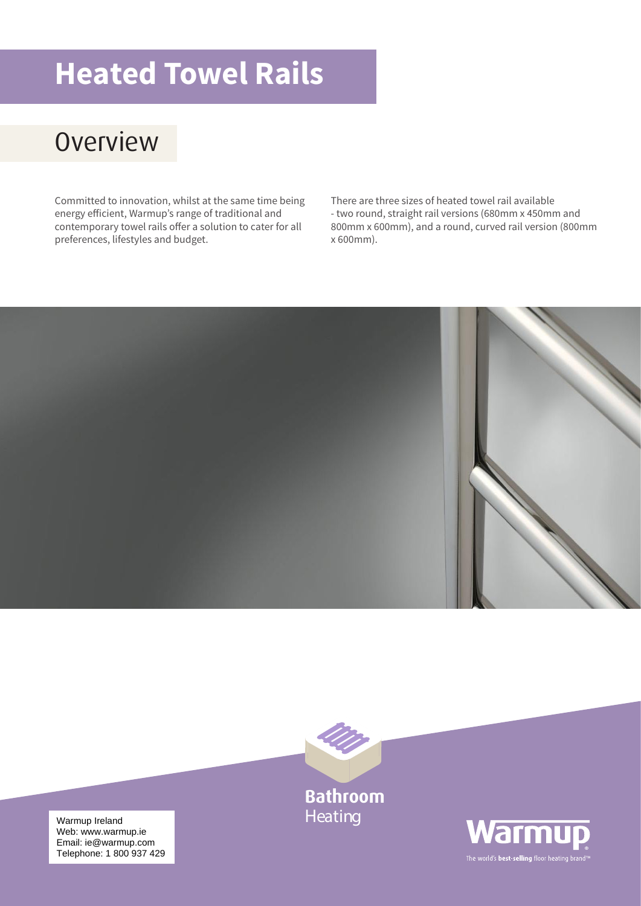# Heated Towel Rails

## Overview

Committed to innovation, whilst at the same time being energy efficient, Warmup's range of traditional and contemporary towel rails offer a solution to cater for all preferences, lifestyles and budget.

There are three sizes of heated towel rail available - two round, straight rail versions (680mm x 450mm and 800mm x 600mm), and a round, curved rail version (800mm x 600mm).

**Bathroom** Heating

Warmup Ireland
Web: www.warmup.ie
Email: ie@warmup.com
Telephone: 1 800 937 429

Warmup
The world's **best-selling** floor heating brand™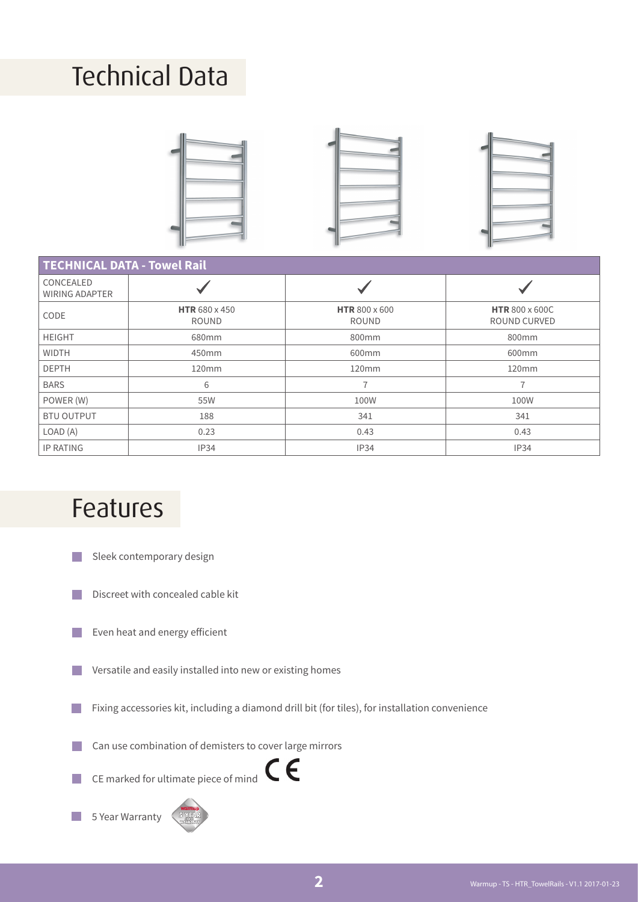# Technical Data

| TECHNICAL DATA - Towel Rail | | | |
|---|---|---|---|
| CONCEALED WIRING ADAPTER | ✓ | ✓ | ✓ |
| CODE | **HTR** 680 x 450 ROUND | **HTR** 800 x 600 ROUND | **HTR** 800 x 600C ROUND CURVED |
| HEIGHT | 680mm | 800mm | 800mm |
| WIDTH | 450mm | 600mm | 600mm |
| DEPTH | 120mm | 120mm | 120mm |
| BARS | 6 | 7 | 7 |
| POWER (W) | 55W | 100W | 100W |
| BTU OUTPUT | 188 | 341 | 341 |
| LOAD (A) | 0.23 | 0.43 | 0.43 |
| IP RATING | IP34 | IP34 | IP34 |

# Features

- Sleek contemporary design
- Discreet with concealed cable kit
- Even heat and energy efficient
- Versatile and easily installed into new or existing homes
- Fixing accessories kit, including a diamond drill bit (for tiles), for installation convenience
- Can use combination of demisters to cover large mirrors
- CE marked for ultimate piece of mind CE
- 5 Year Warranty